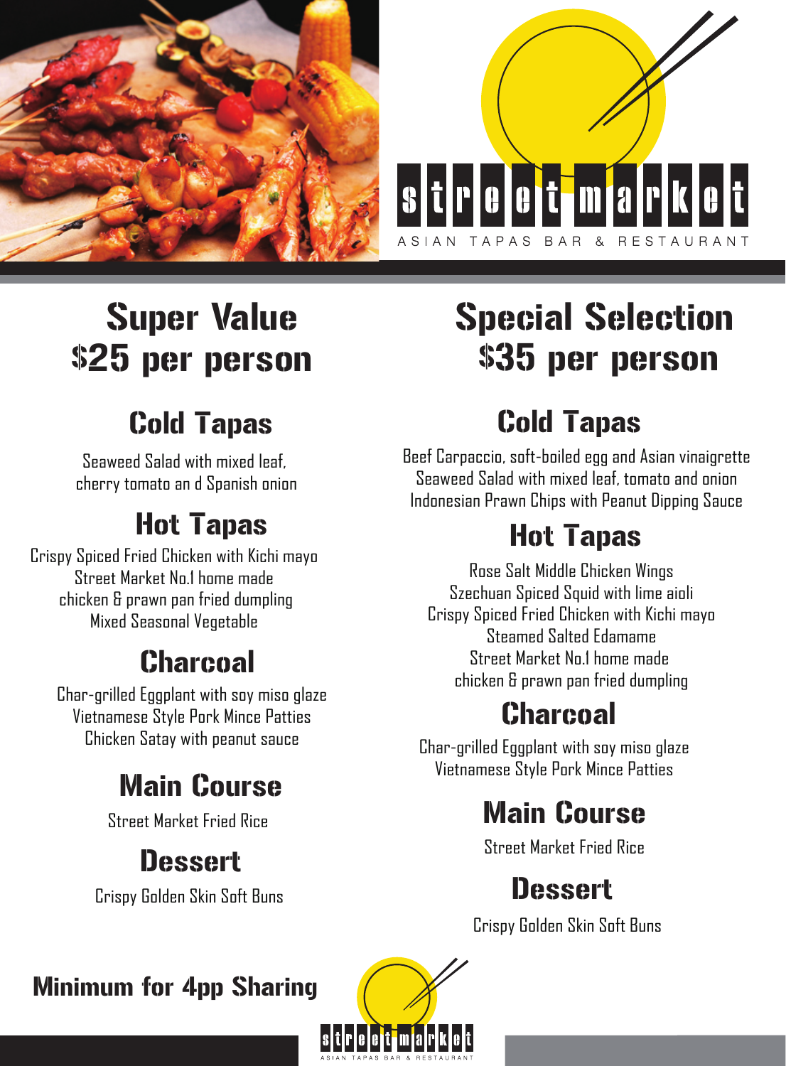# street market

ASIAN TAPAS BAR & RESTAURANT

## Super Value
## $25 per person

### Cold Tapas

Seaweed Salad with mixed leaf,
cherry tomato an d Spanish onion

### Hot Tapas

Crispy Spiced Fried Chicken with Kichi mayo
Street Market No.1 home made
chicken & prawn pan fried dumpling
Mixed Seasonal Vegetable

### Charcoal

Char-grilled Eggplant with soy miso glaze
Vietnamese Style Pork Mince Patties
Chicken Satay with peanut sauce

### Main Course

Street Market Fried Rice

### Dessert

Crispy Golden Skin Soft Buns

## Special Selection
## $35 per person

### Cold Tapas

Beef Carpaccio, soft-boiled egg and Asian vinaigrette
Seaweed Salad with mixed leaf, tomato and onion
Indonesian Prawn Chips with Peanut Dipping Sauce

### Hot Tapas

Rose Salt Middle Chicken Wings
Szechuan Spiced Squid with lime aioli
Crispy Spiced Fried Chicken with Kichi mayo
Steamed Salted Edamame
Street Market No.1 home made
chicken & prawn pan fried dumpling

### Charcoal

Char-grilled Eggplant with soy miso glaze
Vietnamese Style Pork Mince Patties

### Main Course

Street Market Fried Rice

### Dessert

Crispy Golden Skin Soft Buns

**Minimum for 4pp Sharing**

street market

ASIAN TAPAS BAR & RESTAURANT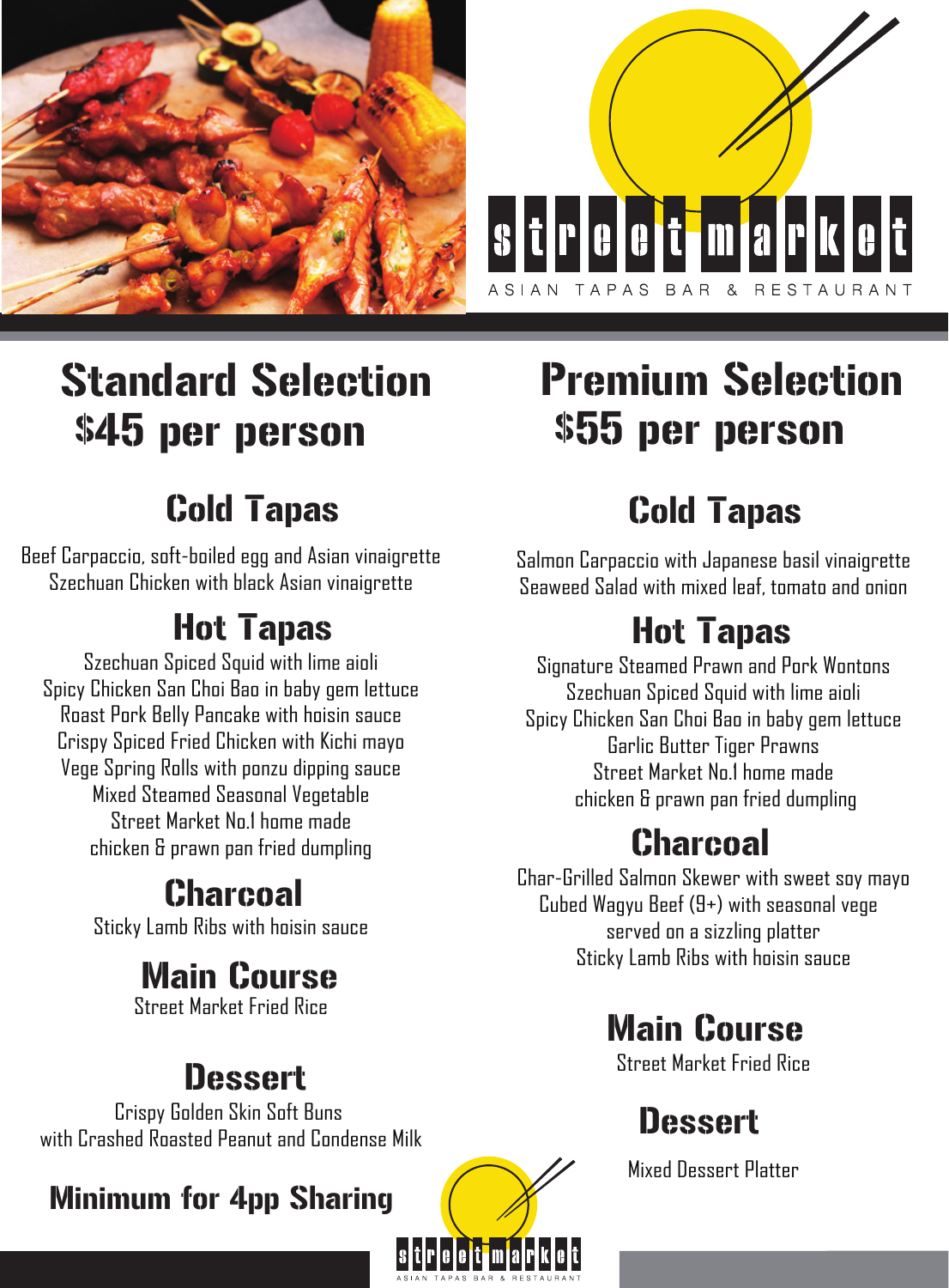street market

ASIAN TAPAS BAR & RESTAURANT

# Standard Selection $45 per person

## Cold Tapas

Beef Carpaccio, soft-boiled egg and Asian vinaigrette
Szechuan Chicken with black Asian vinaigrette

## Hot Tapas

Szechuan Spiced Squid with lime aioli
Spicy Chicken San Choi Bao in baby gem lettuce
Roast Pork Belly Pancake with hoisin sauce
Crispy Spiced Fried Chicken with Kichi mayo
Vege Spring Rolls with ponzu dipping sauce
Mixed Steamed Seasonal Vegetable
Street Market No.1 home made
chicken & prawn pan fried dumpling

## Charcoal

Sticky Lamb Ribs with hoisin sauce

## Main Course

Street Market Fried Rice

## Dessert

Crispy Golden Skin Soft Buns
with Crashed Roasted Peanut and Condense Milk

**Minimum for 4pp Sharing**

# Premium Selection $55 per person

## Cold Tapas

Salmon Carpaccio with Japanese basil vinaigrette
Seaweed Salad with mixed leaf, tomato and onion

## Hot Tapas

Signature Steamed Prawn and Pork Wontons
Szechuan Spiced Squid with lime aioli
Spicy Chicken San Choi Bao in baby gem lettuce
Garlic Butter Tiger Prawns
Street Market No.1 home made
chicken & prawn pan fried dumpling

## Charcoal

Char-Grilled Salmon Skewer with sweet soy mayo
Cubed Wagyu Beef (9+) with seasonal vege
served on a sizzling platter
Sticky Lamb Ribs with hoisin sauce

## Main Course

Street Market Fried Rice

## Dessert

Mixed Dessert Platter

street market

ASIAN TAPAS BAR & RESTAURANT